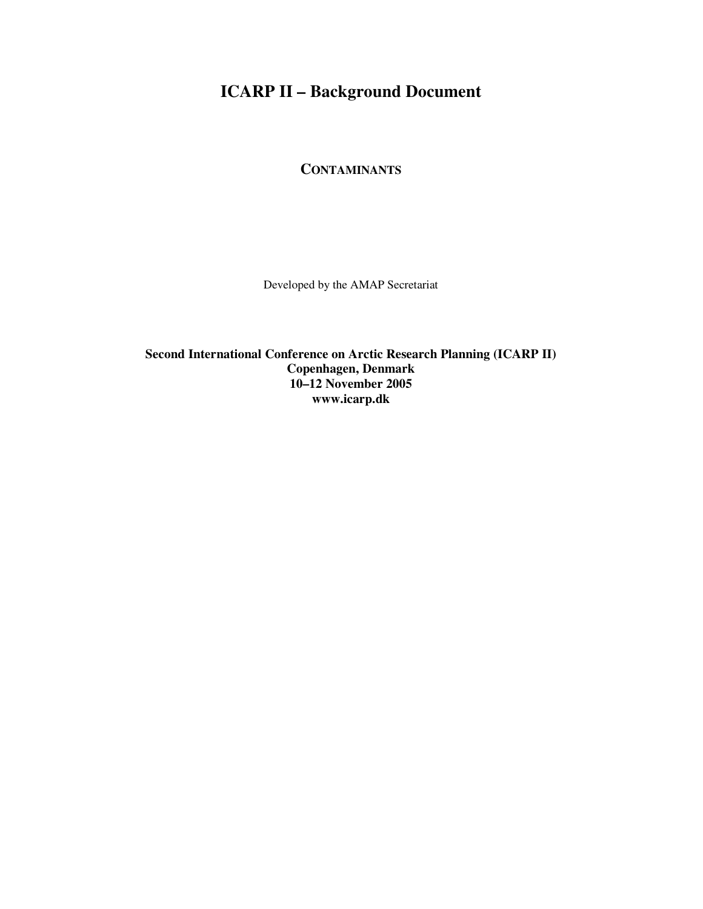# ICARP II – Background Document

## CONTAMINANTS

Developed by the AMAP Secretariat

**Second International Conference on Arctic Research Planning (ICARP II)**
**Copenhagen, Denmark**
**10–12 November 2005**
**www.icarp.dk**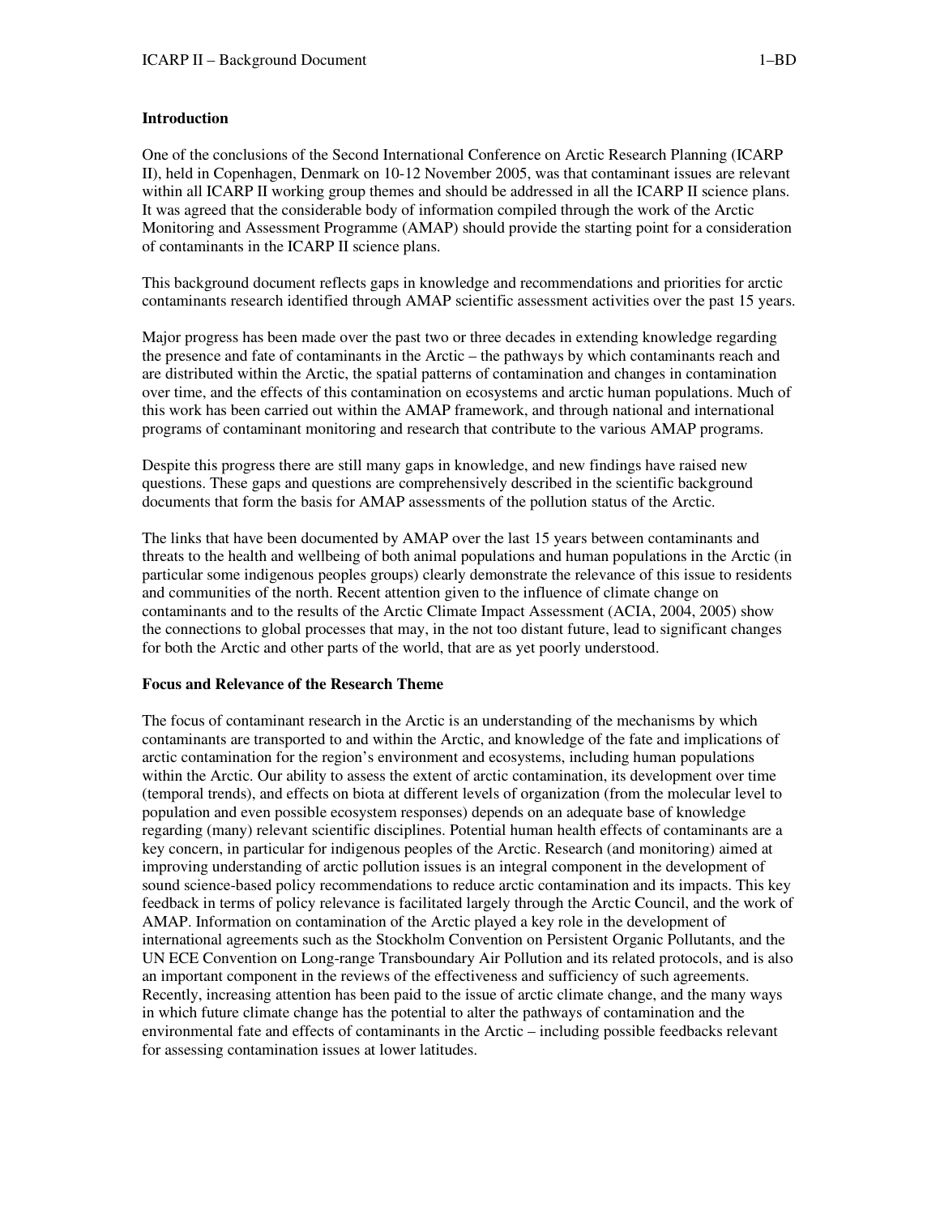## Introduction

One of the conclusions of the Second International Conference on Arctic Research Planning (ICARP II), held in Copenhagen, Denmark on 10-12 November 2005, was that contaminant issues are relevant within all ICARP II working group themes and should be addressed in all the ICARP II science plans. It was agreed that the considerable body of information compiled through the work of the Arctic Monitoring and Assessment Programme (AMAP) should provide the starting point for a consideration of contaminants in the ICARP II science plans.

This background document reflects gaps in knowledge and recommendations and priorities for arctic contaminants research identified through AMAP scientific assessment activities over the past 15 years.

Major progress has been made over the past two or three decades in extending knowledge regarding the presence and fate of contaminants in the Arctic – the pathways by which contaminants reach and are distributed within the Arctic, the spatial patterns of contamination and changes in contamination over time, and the effects of this contamination on ecosystems and arctic human populations. Much of this work has been carried out within the AMAP framework, and through national and international programs of contaminant monitoring and research that contribute to the various AMAP programs.

Despite this progress there are still many gaps in knowledge, and new findings have raised new questions. These gaps and questions are comprehensively described in the scientific background documents that form the basis for AMAP assessments of the pollution status of the Arctic.

The links that have been documented by AMAP over the last 15 years between contaminants and threats to the health and wellbeing of both animal populations and human populations in the Arctic (in particular some indigenous peoples groups) clearly demonstrate the relevance of this issue to residents and communities of the north. Recent attention given to the influence of climate change on contaminants and to the results of the Arctic Climate Impact Assessment (ACIA, 2004, 2005) show the connections to global processes that may, in the not too distant future, lead to significant changes for both the Arctic and other parts of the world, that are as yet poorly understood.

## Focus and Relevance of the Research Theme

The focus of contaminant research in the Arctic is an understanding of the mechanisms by which contaminants are transported to and within the Arctic, and knowledge of the fate and implications of arctic contamination for the region's environment and ecosystems, including human populations within the Arctic. Our ability to assess the extent of arctic contamination, its development over time (temporal trends), and effects on biota at different levels of organization (from the molecular level to population and even possible ecosystem responses) depends on an adequate base of knowledge regarding (many) relevant scientific disciplines. Potential human health effects of contaminants are a key concern, in particular for indigenous peoples of the Arctic. Research (and monitoring) aimed at improving understanding of arctic pollution issues is an integral component in the development of sound science-based policy recommendations to reduce arctic contamination and its impacts. This key feedback in terms of policy relevance is facilitated largely through the Arctic Council, and the work of AMAP. Information on contamination of the Arctic played a key role in the development of international agreements such as the Stockholm Convention on Persistent Organic Pollutants, and the UN ECE Convention on Long-range Transboundary Air Pollution and its related protocols, and is also an important component in the reviews of the effectiveness and sufficiency of such agreements. Recently, increasing attention has been paid to the issue of arctic climate change, and the many ways in which future climate change has the potential to alter the pathways of contamination and the environmental fate and effects of contaminants in the Arctic – including possible feedbacks relevant for assessing contamination issues at lower latitudes.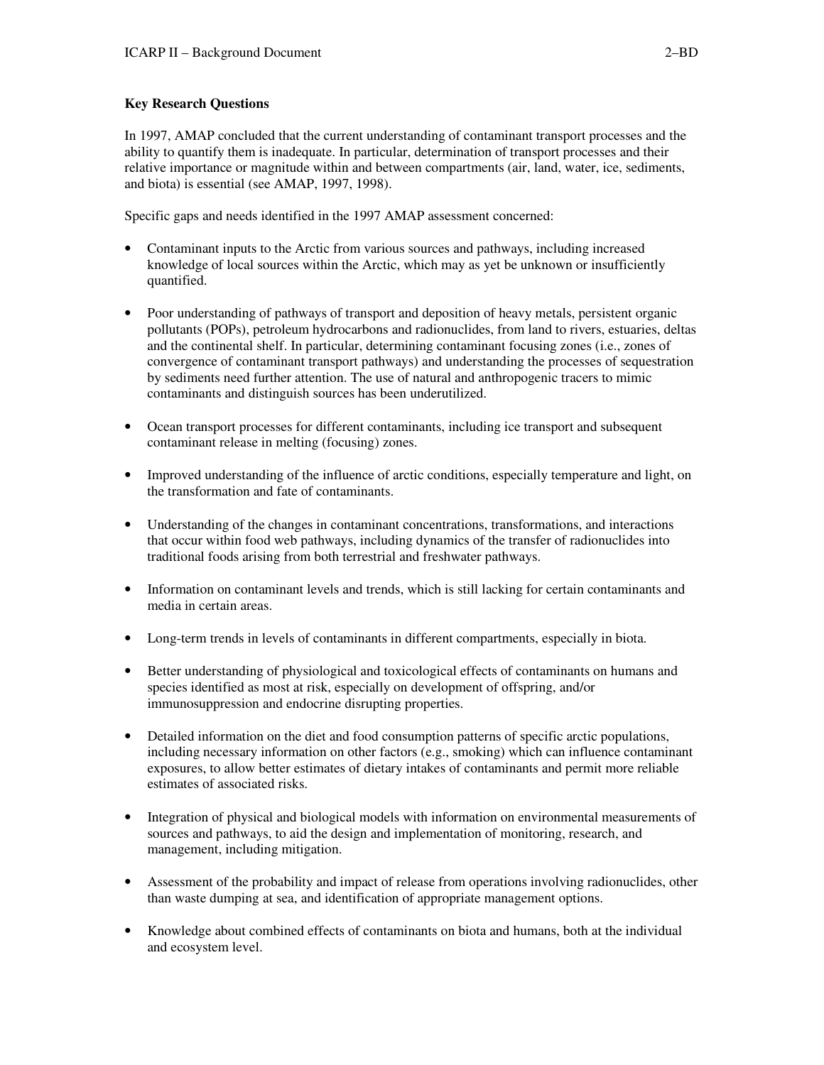**Key Research Questions**

In 1997, AMAP concluded that the current understanding of contaminant transport processes and the ability to quantify them is inadequate. In particular, determination of transport processes and their relative importance or magnitude within and between compartments (air, land, water, ice, sediments, and biota) is essential (see AMAP, 1997, 1998).

Specific gaps and needs identified in the 1997 AMAP assessment concerned:

- Contaminant inputs to the Arctic from various sources and pathways, including increased knowledge of local sources within the Arctic, which may as yet be unknown or insufficiently quantified.

- Poor understanding of pathways of transport and deposition of heavy metals, persistent organic pollutants (POPs), petroleum hydrocarbons and radionuclides, from land to rivers, estuaries, deltas and the continental shelf. In particular, determining contaminant focusing zones (i.e., zones of convergence of contaminant transport pathways) and understanding the processes of sequestration by sediments need further attention. The use of natural and anthropogenic tracers to mimic contaminants and distinguish sources has been underutilized.

- Ocean transport processes for different contaminants, including ice transport and subsequent contaminant release in melting (focusing) zones.

- Improved understanding of the influence of arctic conditions, especially temperature and light, on the transformation and fate of contaminants.

- Understanding of the changes in contaminant concentrations, transformations, and interactions that occur within food web pathways, including dynamics of the transfer of radionuclides into traditional foods arising from both terrestrial and freshwater pathways.

- Information on contaminant levels and trends, which is still lacking for certain contaminants and media in certain areas.

- Long-term trends in levels of contaminants in different compartments, especially in biota.

- Better understanding of physiological and toxicological effects of contaminants on humans and species identified as most at risk, especially on development of offspring, and/or immunosuppression and endocrine disrupting properties.

- Detailed information on the diet and food consumption patterns of specific arctic populations, including necessary information on other factors (e.g., smoking) which can influence contaminant exposures, to allow better estimates of dietary intakes of contaminants and permit more reliable estimates of associated risks.

- Integration of physical and biological models with information on environmental measurements of sources and pathways, to aid the design and implementation of monitoring, research, and management, including mitigation.

- Assessment of the probability and impact of release from operations involving radionuclides, other than waste dumping at sea, and identification of appropriate management options.

- Knowledge about combined effects of contaminants on biota and humans, both at the individual and ecosystem level.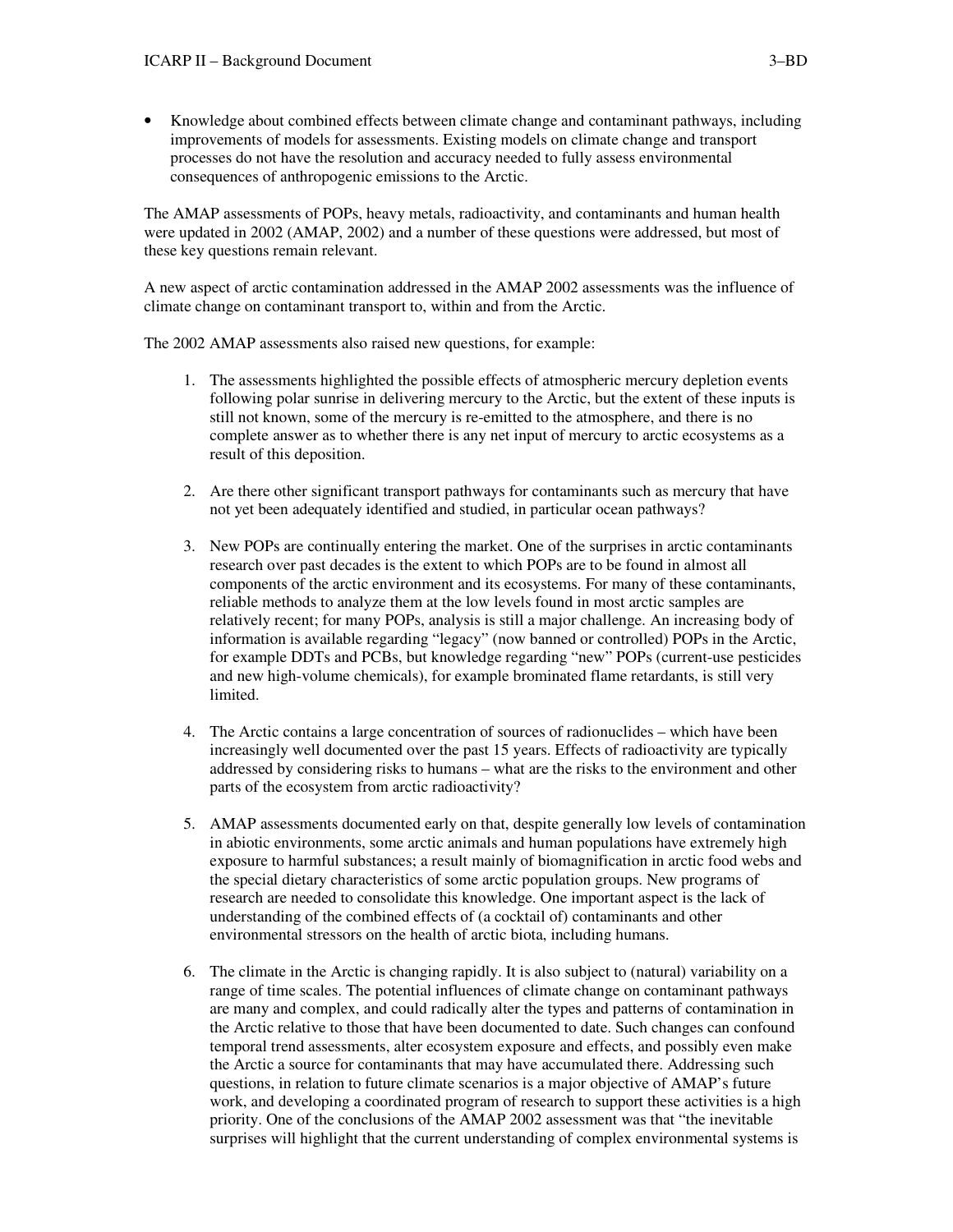- Knowledge about combined effects between climate change and contaminant pathways, including improvements of models for assessments. Existing models on climate change and transport processes do not have the resolution and accuracy needed to fully assess environmental consequences of anthropogenic emissions to the Arctic.

The AMAP assessments of POPs, heavy metals, radioactivity, and contaminants and human health were updated in 2002 (AMAP, 2002) and a number of these questions were addressed, but most of these key questions remain relevant.

A new aspect of arctic contamination addressed in the AMAP 2002 assessments was the influence of climate change on contaminant transport to, within and from the Arctic.

The 2002 AMAP assessments also raised new questions, for example:

1. The assessments highlighted the possible effects of atmospheric mercury depletion events following polar sunrise in delivering mercury to the Arctic, but the extent of these inputs is still not known, some of the mercury is re-emitted to the atmosphere, and there is no complete answer as to whether there is any net input of mercury to arctic ecosystems as a result of this deposition.

2. Are there other significant transport pathways for contaminants such as mercury that have not yet been adequately identified and studied, in particular ocean pathways?

3. New POPs are continually entering the market. One of the surprises in arctic contaminants research over past decades is the extent to which POPs are to be found in almost all components of the arctic environment and its ecosystems. For many of these contaminants, reliable methods to analyze them at the low levels found in most arctic samples are relatively recent; for many POPs, analysis is still a major challenge. An increasing body of information is available regarding "legacy" (now banned or controlled) POPs in the Arctic, for example DDTs and PCBs, but knowledge regarding "new" POPs (current-use pesticides and new high-volume chemicals), for example brominated flame retardants, is still very limited.

4. The Arctic contains a large concentration of sources of radionuclides – which have been increasingly well documented over the past 15 years. Effects of radioactivity are typically addressed by considering risks to humans – what are the risks to the environment and other parts of the ecosystem from arctic radioactivity?

5. AMAP assessments documented early on that, despite generally low levels of contamination in abiotic environments, some arctic animals and human populations have extremely high exposure to harmful substances; a result mainly of biomagnification in arctic food webs and the special dietary characteristics of some arctic population groups. New programs of research are needed to consolidate this knowledge. One important aspect is the lack of understanding of the combined effects of (a cocktail of) contaminants and other environmental stressors on the health of arctic biota, including humans.

6. The climate in the Arctic is changing rapidly. It is also subject to (natural) variability on a range of time scales. The potential influences of climate change on contaminant pathways are many and complex, and could radically alter the types and patterns of contamination in the Arctic relative to those that have been documented to date. Such changes can confound temporal trend assessments, alter ecosystem exposure and effects, and possibly even make the Arctic a source for contaminants that may have accumulated there. Addressing such questions, in relation to future climate scenarios is a major objective of AMAP's future work, and developing a coordinated program of research to support these activities is a high priority. One of the conclusions of the AMAP 2002 assessment was that "the inevitable surprises will highlight that the current understanding of complex environmental systems is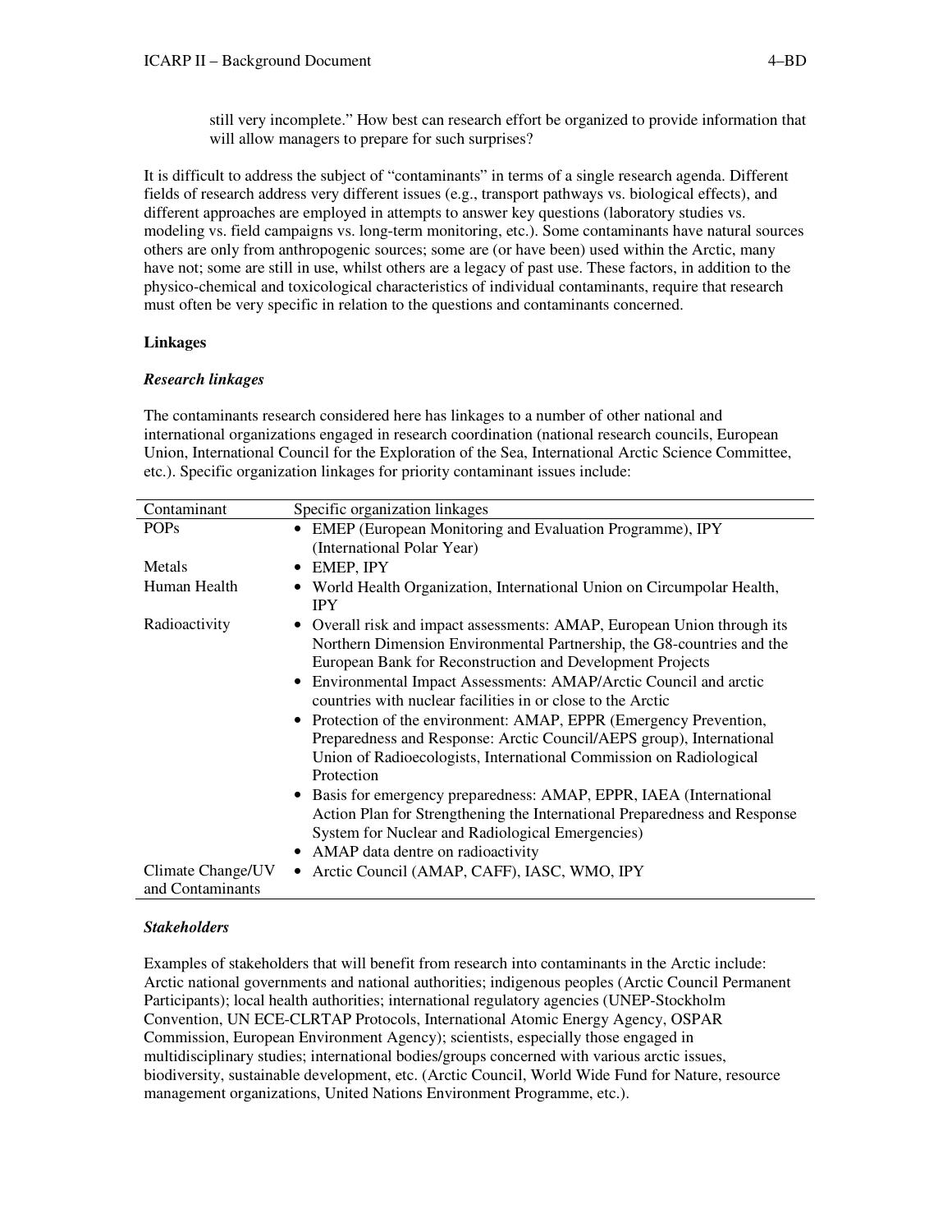still very incomplete." How best can research effort be organized to provide information that will allow managers to prepare for such surprises?

It is difficult to address the subject of "contaminants" in terms of a single research agenda. Different fields of research address very different issues (e.g., transport pathways vs. biological effects), and different approaches are employed in attempts to answer key questions (laboratory studies vs. modeling vs. field campaigns vs. long-term monitoring, etc.). Some contaminants have natural sources others are only from anthropogenic sources; some are (or have been) used within the Arctic, many have not; some are still in use, whilst others are a legacy of past use. These factors, in addition to the physico-chemical and toxicological characteristics of individual contaminants, require that research must often be very specific in relation to the questions and contaminants concerned.

**Linkages**

***Research linkages***

The contaminants research considered here has linkages to a number of other national and international organizations engaged in research coordination (national research councils, European Union, International Council for the Exploration of the Sea, International Arctic Science Committee, etc.). Specific organization linkages for priority contaminant issues include:

| Contaminant | Specific organization linkages |
|---|---|
| POPs | • EMEP (European Monitoring and Evaluation Programme), IPY (International Polar Year) |
| Metals | • EMEP, IPY |
| Human Health | • World Health Organization, International Union on Circumpolar Health, IPY |
| Radioactivity | • Overall risk and impact assessments: AMAP, European Union through its Northern Dimension Environmental Partnership, the G8-countries and the European Bank for Reconstruction and Development Projects<br>• Environmental Impact Assessments: AMAP/Arctic Council and arctic countries with nuclear facilities in or close to the Arctic<br>• Protection of the environment: AMAP, EPPR (Emergency Prevention, Preparedness and Response: Arctic Council/AEPS group), International Union of Radioecologists, International Commission on Radiological Protection<br>• Basis for emergency preparedness: AMAP, EPPR, IAEA (International Action Plan for Strengthening the International Preparedness and Response System for Nuclear and Radiological Emergencies)<br>• AMAP data dentre on radioactivity |
| Climate Change/UV and Contaminants | • Arctic Council (AMAP, CAFF), IASC, WMO, IPY |

***Stakeholders***

Examples of stakeholders that will benefit from research into contaminants in the Arctic include: Arctic national governments and national authorities; indigenous peoples (Arctic Council Permanent Participants); local health authorities; international regulatory agencies (UNEP-Stockholm Convention, UN ECE-CLRTAP Protocols, International Atomic Energy Agency, OSPAR Commission, European Environment Agency); scientists, especially those engaged in multidisciplinary studies; international bodies/groups concerned with various arctic issues, biodiversity, sustainable development, etc. (Arctic Council, World Wide Fund for Nature, resource management organizations, United Nations Environment Programme, etc.).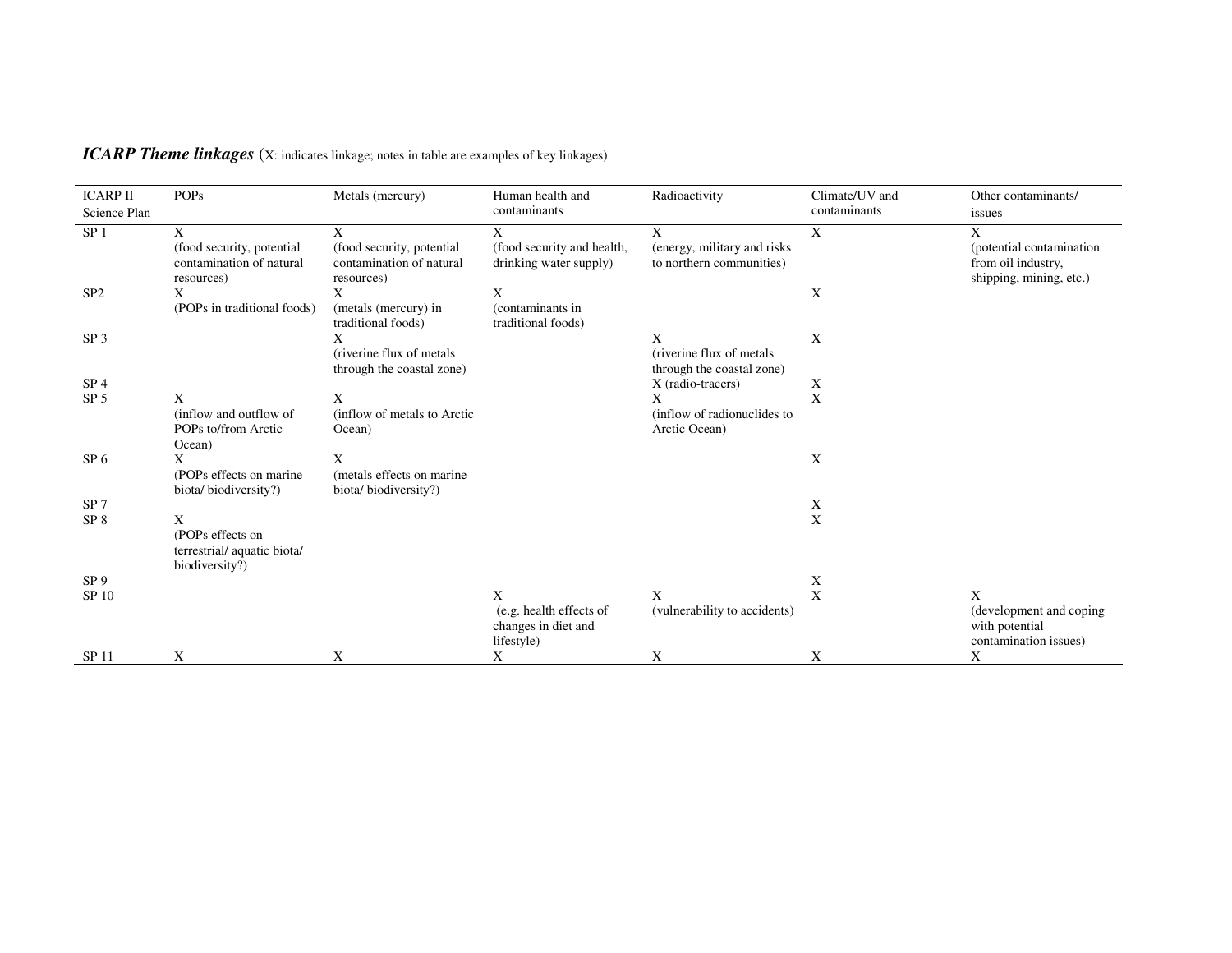***ICARP Theme linkages*** (X: indicates linkage; notes in table are examples of key linkages)

| ICARP II Science Plan | POPs | Metals (mercury) | Human health and contaminants | Radioactivity | Climate/UV and contaminants | Other contaminants/ issues |
|---|---|---|---|---|---|---|
| SP 1 | X (food security, potential contamination of natural resources) | X (food security, potential contamination of natural resources) | X (food security and health, drinking water supply) | X (energy, military and risks to northern communities) | X | X (potential contamination from oil industry, shipping, mining, etc.) |
| SP2 | X (POPs in traditional foods) | X (metals (mercury) in traditional foods) | X (contaminants in traditional foods) | | X | |
| SP 3 | | X (riverine flux of metals through the coastal zone) | | X (riverine flux of metals through the coastal zone) | X | |
| SP 4 | | | | X (radio-tracers) | X | |
| SP 5 | X (inflow and outflow of POPs to/from Arctic Ocean) | X (inflow of metals to Arctic Ocean) | | X (inflow of radionuclides to Arctic Ocean) | X | |
| SP 6 | X (POPs effects on marine biota/ biodiversity?) | X (metals effects on marine biota/ biodiversity?) | | | X | |
| SP 7 | | | | | X | |
| SP 8 | X (POPs effects on terrestrial/ aquatic biota/ biodiversity?) | | | | X | |
| SP 9 | | | | | X | |
| SP 10 | | | X (e.g. health effects of changes in diet and lifestyle) | X (vulnerability to accidents) | X | X (development and coping with potential contamination issues) |
| SP 11 | X | X | X | X | X | X |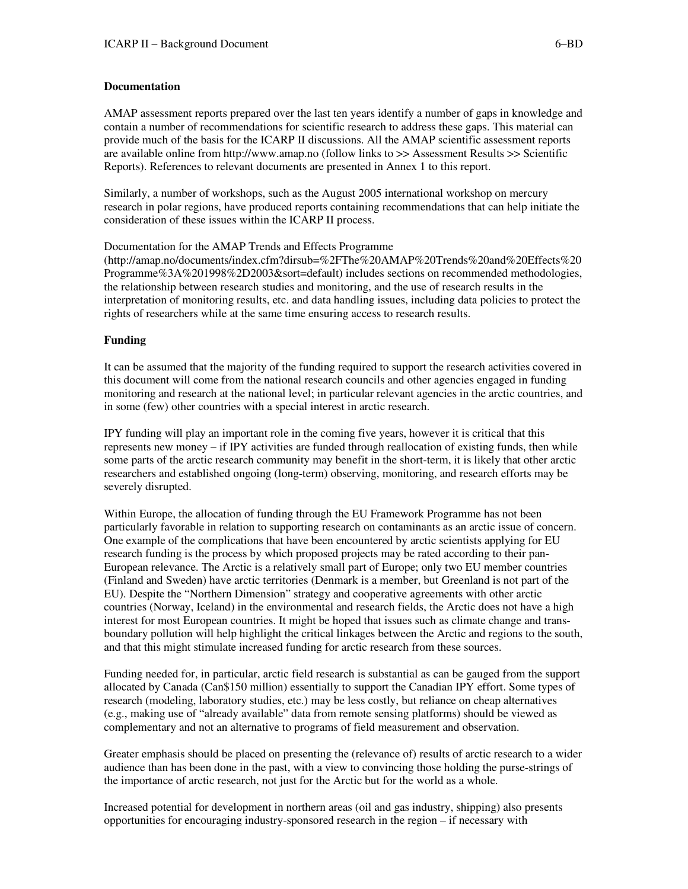**Documentation**

AMAP assessment reports prepared over the last ten years identify a number of gaps in knowledge and contain a number of recommendations for scientific research to address these gaps. This material can provide much of the basis for the ICARP II discussions. All the AMAP scientific assessment reports are available online from http://www.amap.no (follow links to >> Assessment Results >> Scientific Reports). References to relevant documents are presented in Annex 1 to this report.

Similarly, a number of workshops, such as the August 2005 international workshop on mercury research in polar regions, have produced reports containing recommendations that can help initiate the consideration of these issues within the ICARP II process.

Documentation for the AMAP Trends and Effects Programme (http://amap.no/documents/index.cfm?dirsub=%2FThe%20AMAP%20Trends%20and%20Effects%20Programme%3A%201998%2D2003&sort=default) includes sections on recommended methodologies, the relationship between research studies and monitoring, and the use of research results in the interpretation of monitoring results, etc. and data handling issues, including data policies to protect the rights of researchers while at the same time ensuring access to research results.

**Funding**

It can be assumed that the majority of the funding required to support the research activities covered in this document will come from the national research councils and other agencies engaged in funding monitoring and research at the national level; in particular relevant agencies in the arctic countries, and in some (few) other countries with a special interest in arctic research.

IPY funding will play an important role in the coming five years, however it is critical that this represents new money – if IPY activities are funded through reallocation of existing funds, then while some parts of the arctic research community may benefit in the short-term, it is likely that other arctic researchers and established ongoing (long-term) observing, monitoring, and research efforts may be severely disrupted.

Within Europe, the allocation of funding through the EU Framework Programme has not been particularly favorable in relation to supporting research on contaminants as an arctic issue of concern. One example of the complications that have been encountered by arctic scientists applying for EU research funding is the process by which proposed projects may be rated according to their pan-European relevance. The Arctic is a relatively small part of Europe; only two EU member countries (Finland and Sweden) have arctic territories (Denmark is a member, but Greenland is not part of the EU). Despite the "Northern Dimension" strategy and cooperative agreements with other arctic countries (Norway, Iceland) in the environmental and research fields, the Arctic does not have a high interest for most European countries. It might be hoped that issues such as climate change and trans-boundary pollution will help highlight the critical linkages between the Arctic and regions to the south, and that this might stimulate increased funding for arctic research from these sources.

Funding needed for, in particular, arctic field research is substantial as can be gauged from the support allocated by Canada (Can$150 million) essentially to support the Canadian IPY effort. Some types of research (modeling, laboratory studies, etc.) may be less costly, but reliance on cheap alternatives (e.g., making use of "already available" data from remote sensing platforms) should be viewed as complementary and not an alternative to programs of field measurement and observation.

Greater emphasis should be placed on presenting the (relevance of) results of arctic research to a wider audience than has been done in the past, with a view to convincing those holding the purse-strings of the importance of arctic research, not just for the Arctic but for the world as a whole.

Increased potential for development in northern areas (oil and gas industry, shipping) also presents opportunities for encouraging industry-sponsored research in the region – if necessary with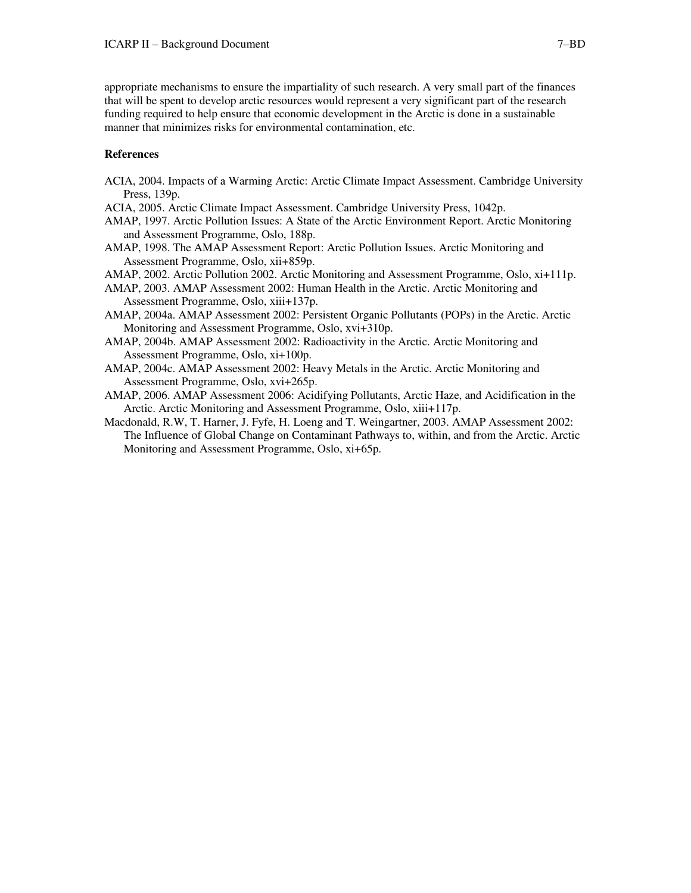appropriate mechanisms to ensure the impartiality of such research. A very small part of the finances that will be spent to develop arctic resources would represent a very significant part of the research funding required to help ensure that economic development in the Arctic is done in a sustainable manner that minimizes risks for environmental contamination, etc.

**References**

ACIA, 2004. Impacts of a Warming Arctic: Arctic Climate Impact Assessment. Cambridge University Press, 139p.

ACIA, 2005. Arctic Climate Impact Assessment. Cambridge University Press, 1042p.

AMAP, 1997. Arctic Pollution Issues: A State of the Arctic Environment Report. Arctic Monitoring and Assessment Programme, Oslo, 188p.

AMAP, 1998. The AMAP Assessment Report: Arctic Pollution Issues. Arctic Monitoring and Assessment Programme, Oslo, xii+859p.

AMAP, 2002. Arctic Pollution 2002. Arctic Monitoring and Assessment Programme, Oslo, xi+111p.

AMAP, 2003. AMAP Assessment 2002: Human Health in the Arctic. Arctic Monitoring and Assessment Programme, Oslo, xiii+137p.

AMAP, 2004a. AMAP Assessment 2002: Persistent Organic Pollutants (POPs) in the Arctic. Arctic Monitoring and Assessment Programme, Oslo, xvi+310p.

AMAP, 2004b. AMAP Assessment 2002: Radioactivity in the Arctic. Arctic Monitoring and Assessment Programme, Oslo, xi+100p.

AMAP, 2004c. AMAP Assessment 2002: Heavy Metals in the Arctic. Arctic Monitoring and Assessment Programme, Oslo, xvi+265p.

AMAP, 2006. AMAP Assessment 2006: Acidifying Pollutants, Arctic Haze, and Acidification in the Arctic. Arctic Monitoring and Assessment Programme, Oslo, xiii+117p.

Macdonald, R.W, T. Harner, J. Fyfe, H. Loeng and T. Weingartner, 2003. AMAP Assessment 2002: The Influence of Global Change on Contaminant Pathways to, within, and from the Arctic. Arctic Monitoring and Assessment Programme, Oslo, xi+65p.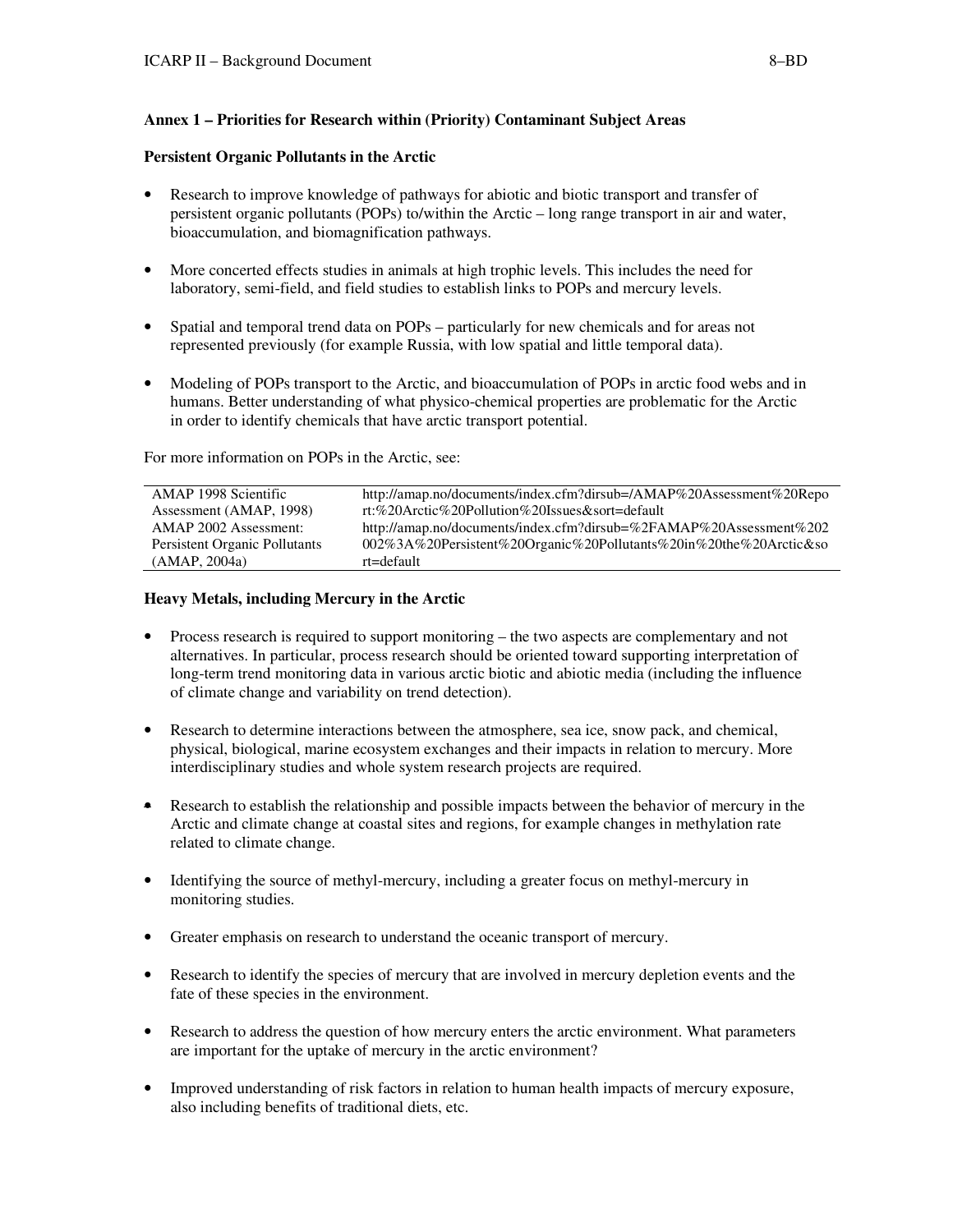### Annex 1 – Priorities for Research within (Priority) Contaminant Subject Areas

**Persistent Organic Pollutants in the Arctic**

- Research to improve knowledge of pathways for abiotic and biotic transport and transfer of persistent organic pollutants (POPs) to/within the Arctic – long range transport in air and water, bioaccumulation, and biomagnification pathways.
- More concerted effects studies in animals at high trophic levels. This includes the need for laboratory, semi-field, and field studies to establish links to POPs and mercury levels.
- Spatial and temporal trend data on POPs – particularly for new chemicals and for areas not represented previously (for example Russia, with low spatial and little temporal data).
- Modeling of POPs transport to the Arctic, and bioaccumulation of POPs in arctic food webs and in humans. Better understanding of what physico-chemical properties are problematic for the Arctic in order to identify chemicals that have arctic transport potential.

For more information on POPs in the Arctic, see:

| | |
|---|---|
| AMAP 1998 Scientific Assessment (AMAP, 1998) | http://amap.no/documents/index.cfm?dirsub=/AMAP%20Assessment%20Report:%20Arctic%20Pollution%20Issues&sort=default |
| AMAP 2002 Assessment: Persistent Organic Pollutants (AMAP, 2004a) | http://amap.no/documents/index.cfm?dirsub=%2FAMAP%20Assessment%202002%3A%20Persistent%20Organic%20Pollutants%20in%20the%20Arctic&sort=default |

**Heavy Metals, including Mercury in the Arctic**

- Process research is required to support monitoring – the two aspects are complementary and not alternatives. In particular, process research should be oriented toward supporting interpretation of long-term trend monitoring data in various arctic biotic and abiotic media (including the influence of climate change and variability on trend detection).
- Research to determine interactions between the atmosphere, sea ice, snow pack, and chemical, physical, biological, marine ecosystem exchanges and their impacts in relation to mercury. More interdisciplinary studies and whole system research projects are required.
- Research to establish the relationship and possible impacts between the behavior of mercury in the Arctic and climate change at coastal sites and regions, for example changes in methylation rate related to climate change.
- Identifying the source of methyl-mercury, including a greater focus on methyl-mercury in monitoring studies.
- Greater emphasis on research to understand the oceanic transport of mercury.
- Research to identify the species of mercury that are involved in mercury depletion events and the fate of these species in the environment.
- Research to address the question of how mercury enters the arctic environment. What parameters are important for the uptake of mercury in the arctic environment?
- Improved understanding of risk factors in relation to human health impacts of mercury exposure, also including benefits of traditional diets, etc.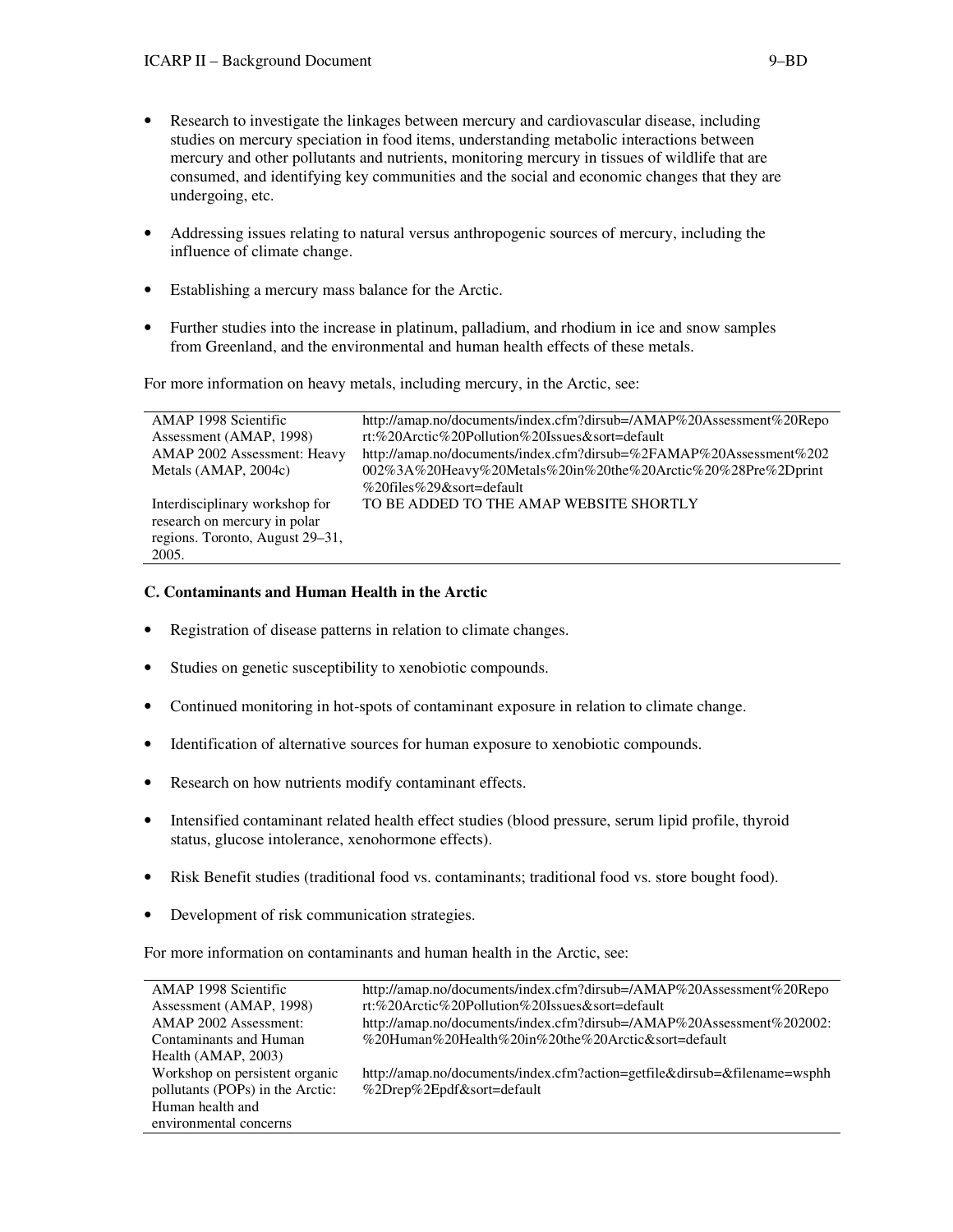- Research to investigate the linkages between mercury and cardiovascular disease, including studies on mercury speciation in food items, understanding metabolic interactions between mercury and other pollutants and nutrients, monitoring mercury in tissues of wildlife that are consumed, and identifying key communities and the social and economic changes that they are undergoing, etc.

- Addressing issues relating to natural versus anthropogenic sources of mercury, including the influence of climate change.

- Establishing a mercury mass balance for the Arctic.

- Further studies into the increase in platinum, palladium, and rhodium in ice and snow samples from Greenland, and the environmental and human health effects of these metals.

For more information on heavy metals, including mercury, in the Arctic, see:

| | |
|---|---|
| AMAP 1998 Scientific Assessment (AMAP, 1998) | http://amap.no/documents/index.cfm?dirsub=/AMAP%20Assessment%20Report:%20Arctic%20Pollution%20Issues&sort=default |
| AMAP 2002 Assessment: Heavy Metals (AMAP, 2004c) | http://amap.no/documents/index.cfm?dirsub=%2FAMAP%20Assessment%202002%3A%20Heavy%20Metals%20in%20the%20Arctic%20%28Pre%2Dprint%20files%29&sort=default |
| Interdisciplinary workshop for research on mercury in polar regions. Toronto, August 29–31, 2005. | TO BE ADDED TO THE AMAP WEBSITE SHORTLY |

### C. Contaminants and Human Health in the Arctic

- Registration of disease patterns in relation to climate changes.

- Studies on genetic susceptibility to xenobiotic compounds.

- Continued monitoring in hot-spots of contaminant exposure in relation to climate change.

- Identification of alternative sources for human exposure to xenobiotic compounds.

- Research on how nutrients modify contaminant effects.

- Intensified contaminant related health effect studies (blood pressure, serum lipid profile, thyroid status, glucose intolerance, xenohormone effects).

- Risk Benefit studies (traditional food vs. contaminants; traditional food vs. store bought food).

- Development of risk communication strategies.

For more information on contaminants and human health in the Arctic, see:

| | |
|---|---|
| AMAP 1998 Scientific Assessment (AMAP, 1998) | http://amap.no/documents/index.cfm?dirsub=/AMAP%20Assessment%20Report:%20Arctic%20Pollution%20Issues&sort=default |
| AMAP 2002 Assessment: Contaminants and Human Health (AMAP, 2003) | http://amap.no/documents/index.cfm?dirsub=/AMAP%20Assessment%202002:%20Human%20Health%20in%20the%20Arctic&sort=default |
| Workshop on persistent organic pollutants (POPs) in the Arctic: Human health and environmental concerns | http://amap.no/documents/index.cfm?action=getfile&dirsub=&filename=wsphh%2Drep%2Epdf&sort=default |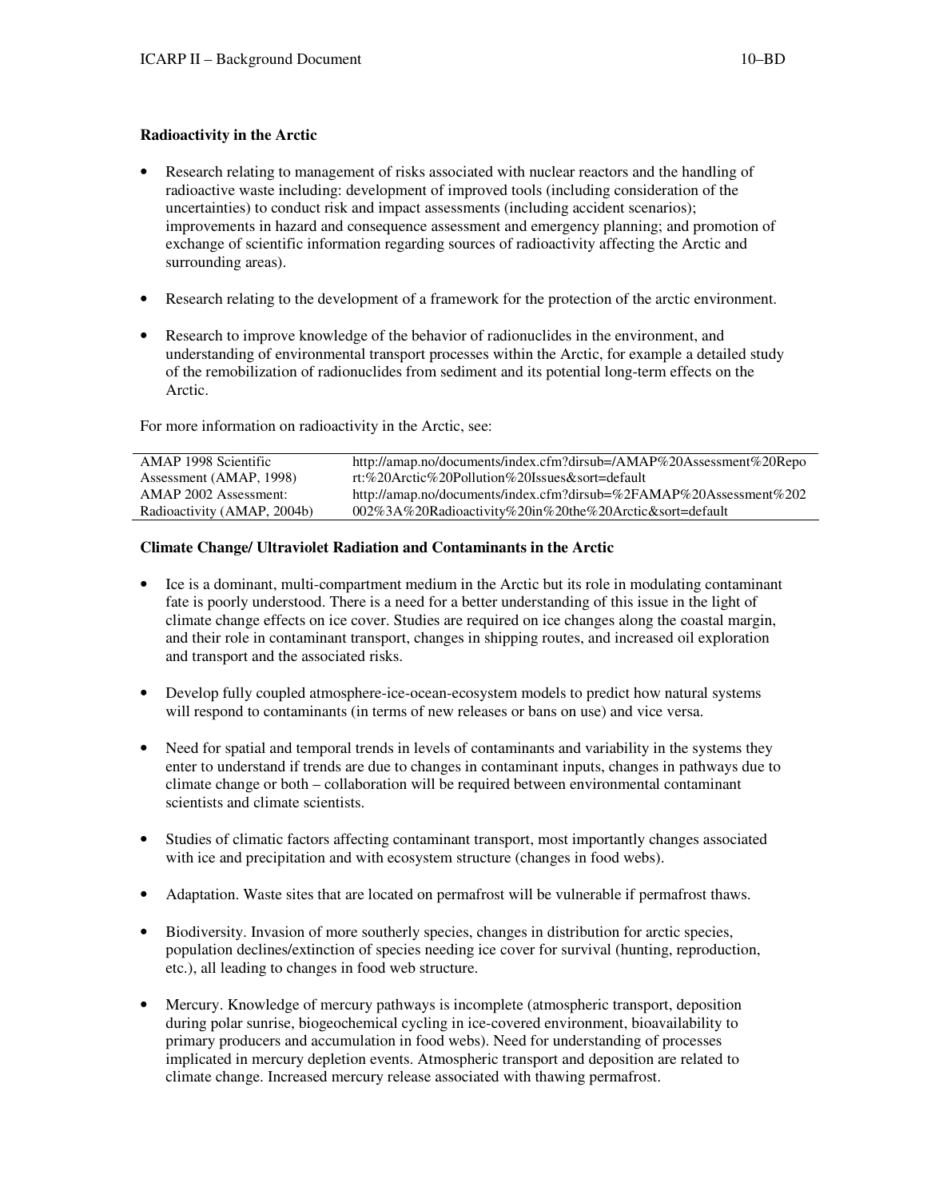### Radioactivity in the Arctic

- Research relating to management of risks associated with nuclear reactors and the handling of radioactive waste including: development of improved tools (including consideration of the uncertainties) to conduct risk and impact assessments (including accident scenarios); improvements in hazard and consequence assessment and emergency planning; and promotion of exchange of scientific information regarding sources of radioactivity affecting the Arctic and surrounding areas).
- Research relating to the development of a framework for the protection of the arctic environment.
- Research to improve knowledge of the behavior of radionuclides in the environment, and understanding of environmental transport processes within the Arctic, for example a detailed study of the remobilization of radionuclides from sediment and its potential long-term effects on the Arctic.

For more information on radioactivity in the Arctic, see:

| | |
|---|---|
| AMAP 1998 Scientific Assessment (AMAP, 1998) | http://amap.no/documents/index.cfm?dirsub=/AMAP%20Assessment%20Report:%20Arctic%20Pollution%20Issues&sort=default |
| AMAP 2002 Assessment: Radioactivity (AMAP, 2004b) | http://amap.no/documents/index.cfm?dirsub=%2FAMAP%20Assessment%202002%3A%20Radioactivity%20in%20the%20Arctic&sort=default |

### Climate Change/ Ultraviolet Radiation and Contaminants in the Arctic

- Ice is a dominant, multi-compartment medium in the Arctic but its role in modulating contaminant fate is poorly understood. There is a need for a better understanding of this issue in the light of climate change effects on ice cover. Studies are required on ice changes along the coastal margin, and their role in contaminant transport, changes in shipping routes, and increased oil exploration and transport and the associated risks.
- Develop fully coupled atmosphere-ice-ocean-ecosystem models to predict how natural systems will respond to contaminants (in terms of new releases or bans on use) and vice versa.
- Need for spatial and temporal trends in levels of contaminants and variability in the systems they enter to understand if trends are due to changes in contaminant inputs, changes in pathways due to climate change or both – collaboration will be required between environmental contaminant scientists and climate scientists.
- Studies of climatic factors affecting contaminant transport, most importantly changes associated with ice and precipitation and with ecosystem structure (changes in food webs).
- Adaptation. Waste sites that are located on permafrost will be vulnerable if permafrost thaws.
- Biodiversity. Invasion of more southerly species, changes in distribution for arctic species, population declines/extinction of species needing ice cover for survival (hunting, reproduction, etc.), all leading to changes in food web structure.
- Mercury. Knowledge of mercury pathways is incomplete (atmospheric transport, deposition during polar sunrise, biogeochemical cycling in ice-covered environment, bioavailability to primary producers and accumulation in food webs). Need for understanding of processes implicated in mercury depletion events. Atmospheric transport and deposition are related to climate change. Increased mercury release associated with thawing permafrost.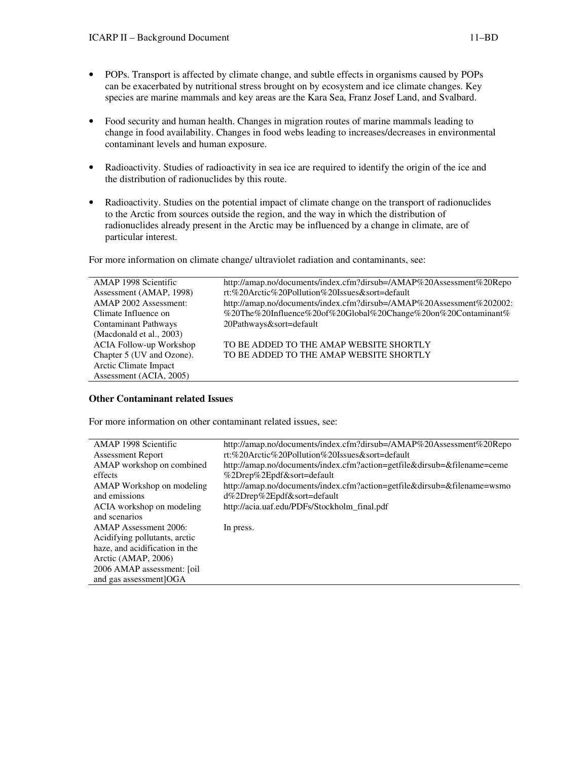- POPs. Transport is affected by climate change, and subtle effects in organisms caused by POPs can be exacerbated by nutritional stress brought on by ecosystem and ice climate changes. Key species are marine mammals and key areas are the Kara Sea, Franz Josef Land, and Svalbard.

- Food security and human health. Changes in migration routes of marine mammals leading to change in food availability. Changes in food webs leading to increases/decreases in environmental contaminant levels and human exposure.

- Radioactivity. Studies of radioactivity in sea ice are required to identify the origin of the ice and the distribution of radionuclides by this route.

- Radioactivity. Studies on the potential impact of climate change on the transport of radionuclides to the Arctic from sources outside the region, and the way in which the distribution of radionuclides already present in the Arctic may be influenced by a change in climate, are of particular interest.

For more information on climate change/ ultraviolet radiation and contaminants, see:

| | |
|---|---|
| AMAP 1998 Scientific Assessment (AMAP, 1998) | http://amap.no/documents/index.cfm?dirsub=/AMAP%20Assessment%20Report:%20Arctic%20Pollution%20Issues&sort=default |
| AMAP 2002 Assessment: Climate Influence on Contaminant Pathways (Macdonald et al., 2003) | http://amap.no/documents/index.cfm?dirsub=/AMAP%20Assessment%202002:%20The%20Influence%20of%20Global%20Change%20on%20Contaminant%20Pathways&sort=default |
| ACIA Follow-up Workshop | TO BE ADDED TO THE AMAP WEBSITE SHORTLY |
| Chapter 5 (UV and Ozone). Arctic Climate Impact Assessment (ACIA, 2005) | TO BE ADDED TO THE AMAP WEBSITE SHORTLY |

### Other Contaminant related Issues

For more information on other contaminant related issues, see:

| | |
|---|---|
| AMAP 1998 Scientific Assessment Report | http://amap.no/documents/index.cfm?dirsub=/AMAP%20Assessment%20Report:%20Arctic%20Pollution%20Issues&sort=default |
| AMAP workshop on combined effects | http://amap.no/documents/index.cfm?action=getfile&dirsub=&filename=ceme%2Drep%2Epdf&sort=default |
| AMAP Workshop on modeling and emissions | http://amap.no/documents/index.cfm?action=getfile&dirsub=&filename=wsmod%2Drep%2Epdf&sort=default |
| ACIA workshop on modeling and scenarios | http://acia.uaf.edu/PDFs/Stockholm_final.pdf |
| AMAP Assessment 2006: Acidifying pollutants, arctic haze, and acidification in the Arctic (AMAP, 2006) | In press. |
| 2006 AMAP assessment: [oil and gas assessment]OGA | |